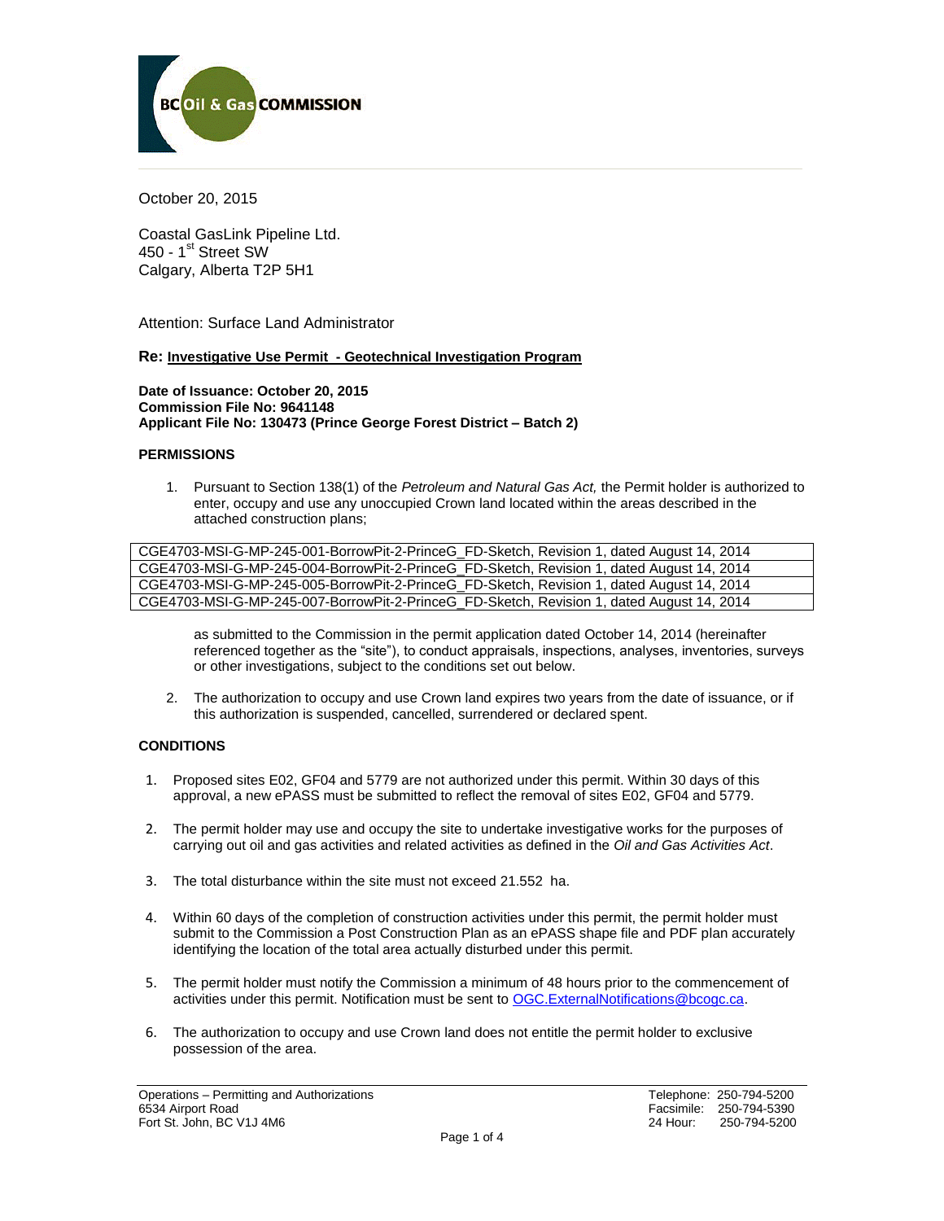October 20, 2015

Coastal GasLink Pipeline Ltd.
450 - 1st Street SW
Calgary, Alberta T2P 5H1

Attention: Surface Land Administrator

**Re: Investigative Use Permit - Geotechnical Investigation Program**

**Date of Issuance: October 20, 2015**
**Commission File No: 9641148**
**Applicant File No: 130473 (Prince George Forest District – Batch 2)**

**PERMISSIONS**

1. Pursuant to Section 138(1) of the *Petroleum and Natural Gas Act,* the Permit holder is authorized to enter, occupy and use any unoccupied Crown land located within the areas described in the attached construction plans;

| CGE4703-MSI-G-MP-245-001-BorrowPit-2-PrinceG_FD-Sketch, Revision 1, dated August 14, 2014 |
|---|
| CGE4703-MSI-G-MP-245-004-BorrowPit-2-PrinceG_FD-Sketch, Revision 1, dated August 14, 2014 |
| CGE4703-MSI-G-MP-245-005-BorrowPit-2-PrinceG_FD-Sketch, Revision 1, dated August 14, 2014 |
| CGE4703-MSI-G-MP-245-007-BorrowPit-2-PrinceG_FD-Sketch, Revision 1, dated August 14, 2014 |

as submitted to the Commission in the permit application dated October 14, 2014 (hereinafter referenced together as the "site"), to conduct appraisals, inspections, analyses, inventories, surveys or other investigations, subject to the conditions set out below.

2. The authorization to occupy and use Crown land expires two years from the date of issuance, or if this authorization is suspended, cancelled, surrendered or declared spent.

**CONDITIONS**

1. Proposed sites E02, GF04 and 5779 are not authorized under this permit. Within 30 days of this approval, a new ePASS must be submitted to reflect the removal of sites E02, GF04 and 5779.

2. The permit holder may use and occupy the site to undertake investigative works for the purposes of carrying out oil and gas activities and related activities as defined in the *Oil and Gas Activities Act*.

3. The total disturbance within the site must not exceed 21.552 ha.

4. Within 60 days of the completion of construction activities under this permit, the permit holder must submit to the Commission a Post Construction Plan as an ePASS shape file and PDF plan accurately identifying the location of the total area actually disturbed under this permit.

5. The permit holder must notify the Commission a minimum of 48 hours prior to the commencement of activities under this permit. Notification must be sent to OGC.ExternalNotifications@bcogc.ca.

6. The authorization to occupy and use Crown land does not entitle the permit holder to exclusive possession of the area.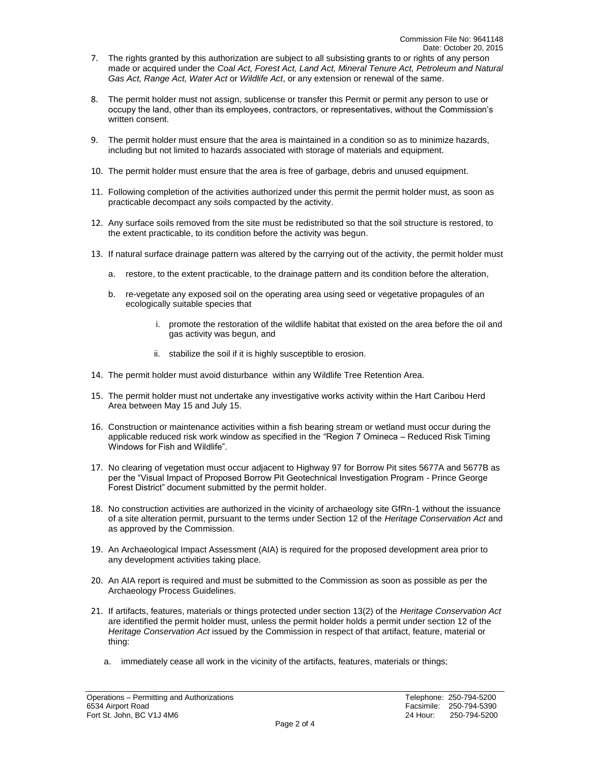7. The rights granted by this authorization are subject to all subsisting grants to or rights of any person made or acquired under the *Coal Act, Forest Act, Land Act, Mineral Tenure Act, Petroleum and Natural Gas Act, Range Act, Water Act* or *Wildlife Act*, or any extension or renewal of the same.

8. The permit holder must not assign, sublicense or transfer this Permit or permit any person to use or occupy the land, other than its employees, contractors, or representatives, without the Commission's written consent.

9. The permit holder must ensure that the area is maintained in a condition so as to minimize hazards, including but not limited to hazards associated with storage of materials and equipment.

10. The permit holder must ensure that the area is free of garbage, debris and unused equipment.

11. Following completion of the activities authorized under this permit the permit holder must, as soon as practicable decompact any soils compacted by the activity.

12. Any surface soils removed from the site must be redistributed so that the soil structure is restored, to the extent practicable, to its condition before the activity was begun.

13. If natural surface drainage pattern was altered by the carrying out of the activity, the permit holder must

    a. restore, to the extent practicable, to the drainage pattern and its condition before the alteration,

    b. re-vegetate any exposed soil on the operating area using seed or vegetative propagules of an ecologically suitable species that

        i. promote the restoration of the wildlife habitat that existed on the area before the oil and gas activity was begun, and

        ii. stabilize the soil if it is highly susceptible to erosion.

14. The permit holder must avoid disturbance within any Wildlife Tree Retention Area.

15. The permit holder must not undertake any investigative works activity within the Hart Caribou Herd Area between May 15 and July 15.

16. Construction or maintenance activities within a fish bearing stream or wetland must occur during the applicable reduced risk work window as specified in the "Region 7 Omineca – Reduced Risk Timing Windows for Fish and Wildlife".

17. No clearing of vegetation must occur adjacent to Highway 97 for Borrow Pit sites 5677A and 5677B as per the "Visual Impact of Proposed Borrow Pit Geotechnical Investigation Program - Prince George Forest District" document submitted by the permit holder.

18. No construction activities are authorized in the vicinity of archaeology site GfRn-1 without the issuance of a site alteration permit, pursuant to the terms under Section 12 of the *Heritage Conservation Act* and as approved by the Commission.

19. An Archaeological Impact Assessment (AIA) is required for the proposed development area prior to any development activities taking place.

20. An AIA report is required and must be submitted to the Commission as soon as possible as per the Archaeology Process Guidelines.

21. If artifacts, features, materials or things protected under section 13(2) of the *Heritage Conservation Act* are identified the permit holder must, unless the permit holder holds a permit under section 12 of the *Heritage Conservation Act* issued by the Commission in respect of that artifact, feature, material or thing:

    a. immediately cease all work in the vicinity of the artifacts, features, materials or things;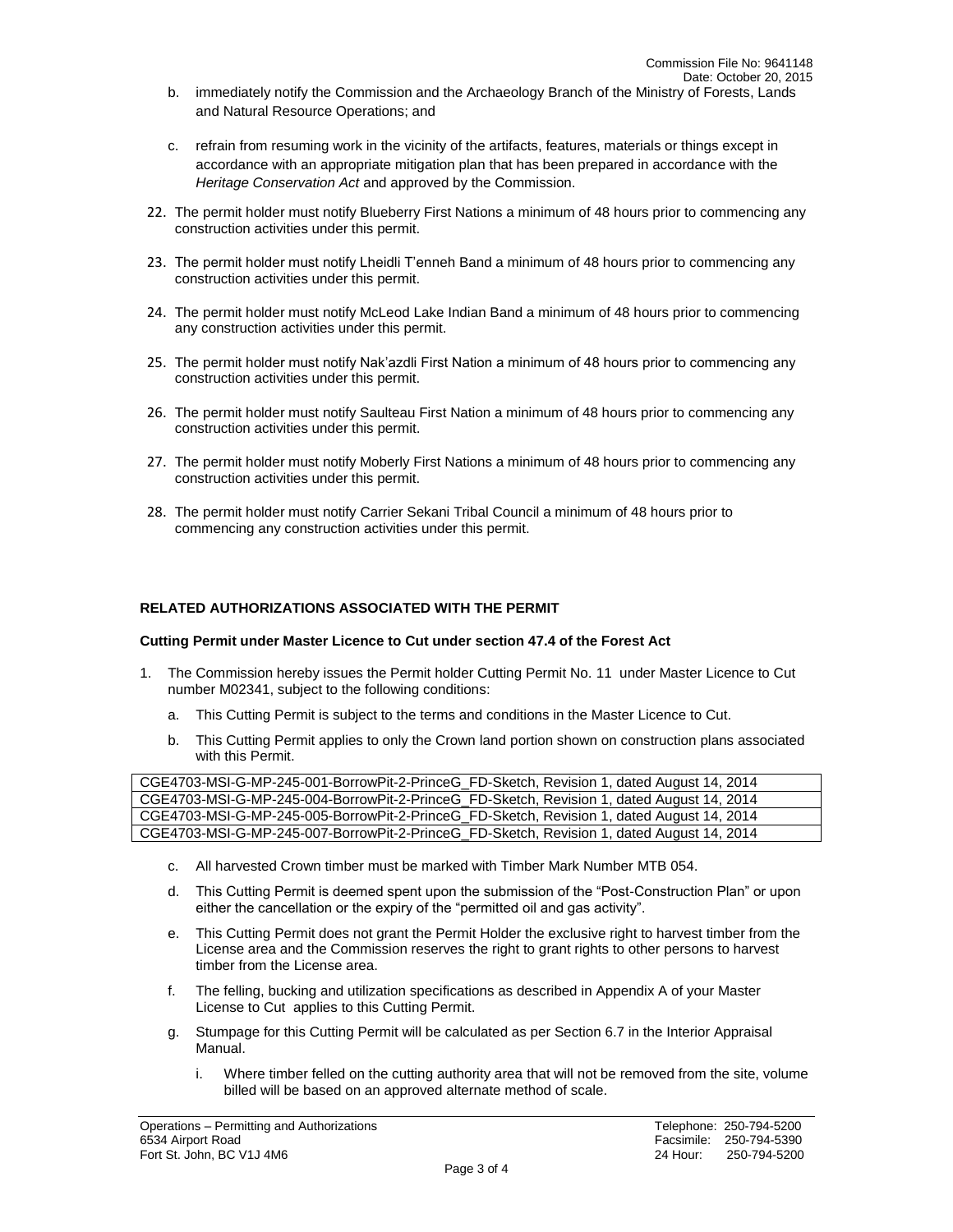b. immediately notify the Commission and the Archaeology Branch of the Ministry of Forests, Lands and Natural Resource Operations; and

c. refrain from resuming work in the vicinity of the artifacts, features, materials or things except in accordance with an appropriate mitigation plan that has been prepared in accordance with the *Heritage Conservation Act* and approved by the Commission.

22. The permit holder must notify Blueberry First Nations a minimum of 48 hours prior to commencing any construction activities under this permit.

23. The permit holder must notify Lheidli T'enneh Band a minimum of 48 hours prior to commencing any construction activities under this permit.

24. The permit holder must notify McLeod Lake Indian Band a minimum of 48 hours prior to commencing any construction activities under this permit.

25. The permit holder must notify Nak'azdli First Nation a minimum of 48 hours prior to commencing any construction activities under this permit.

26. The permit holder must notify Saulteau First Nation a minimum of 48 hours prior to commencing any construction activities under this permit.

27. The permit holder must notify Moberly First Nations a minimum of 48 hours prior to commencing any construction activities under this permit.

28. The permit holder must notify Carrier Sekani Tribal Council a minimum of 48 hours prior to commencing any construction activities under this permit.

**RELATED AUTHORIZATIONS ASSOCIATED WITH THE PERMIT**

**Cutting Permit under Master Licence to Cut under section 47.4 of the Forest Act**

1. The Commission hereby issues the Permit holder Cutting Permit No. 11 under Master Licence to Cut number M02341, subject to the following conditions:

   a. This Cutting Permit is subject to the terms and conditions in the Master Licence to Cut.

   b. This Cutting Permit applies to only the Crown land portion shown on construction plans associated with this Permit.

| CGE4703-MSI-G-MP-245-001-BorrowPit-2-PrinceG_FD-Sketch, Revision 1, dated August 14, 2014 |
|---|
| CGE4703-MSI-G-MP-245-004-BorrowPit-2-PrinceG_FD-Sketch, Revision 1, dated August 14, 2014 |
| CGE4703-MSI-G-MP-245-005-BorrowPit-2-PrinceG_FD-Sketch, Revision 1, dated August 14, 2014 |
| CGE4703-MSI-G-MP-245-007-BorrowPit-2-PrinceG_FD-Sketch, Revision 1, dated August 14, 2014 |

   c. All harvested Crown timber must be marked with Timber Mark Number MTB 054.

   d. This Cutting Permit is deemed spent upon the submission of the "Post-Construction Plan" or upon either the cancellation or the expiry of the "permitted oil and gas activity".

   e. This Cutting Permit does not grant the Permit Holder the exclusive right to harvest timber from the License area and the Commission reserves the right to grant rights to other persons to harvest timber from the License area.

   f. The felling, bucking and utilization specifications as described in Appendix A of your Master License to Cut applies to this Cutting Permit.

   g. Stumpage for this Cutting Permit will be calculated as per Section 6.7 in the Interior Appraisal Manual.

      i. Where timber felled on the cutting authority area that will not be removed from the site, volume billed will be based on an approved alternate method of scale.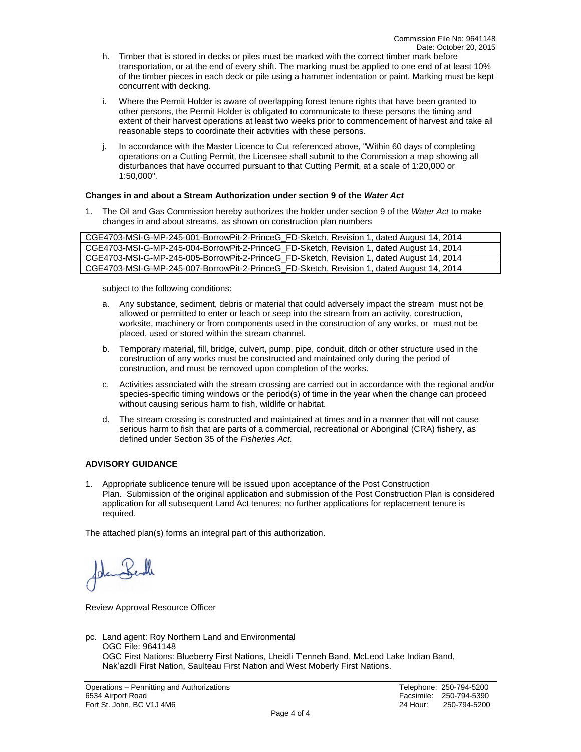h. Timber that is stored in decks or piles must be marked with the correct timber mark before transportation, or at the end of every shift. The marking must be applied to one end of at least 10% of the timber pieces in each deck or pile using a hammer indentation or paint. Marking must be kept concurrent with decking.

i. Where the Permit Holder is aware of overlapping forest tenure rights that have been granted to other persons, the Permit Holder is obligated to communicate to these persons the timing and extent of their harvest operations at least two weeks prior to commencement of harvest and take all reasonable steps to coordinate their activities with these persons.

j. In accordance with the Master Licence to Cut referenced above, "Within 60 days of completing operations on a Cutting Permit, the Licensee shall submit to the Commission a map showing all disturbances that have occurred pursuant to that Cutting Permit, at a scale of 1:20,000 or 1:50,000".

**Changes in and about a Stream Authorization under section 9 of the *Water Act***

1. The Oil and Gas Commission hereby authorizes the holder under section 9 of the *Water Act* to make changes in and about streams, as shown on construction plan numbers

| |
|---|
| CGE4703-MSI-G-MP-245-001-BorrowPit-2-PrinceG_FD-Sketch, Revision 1, dated August 14, 2014 |
| CGE4703-MSI-G-MP-245-004-BorrowPit-2-PrinceG_FD-Sketch, Revision 1, dated August 14, 2014 |
| CGE4703-MSI-G-MP-245-005-BorrowPit-2-PrinceG_FD-Sketch, Revision 1, dated August 14, 2014 |
| CGE4703-MSI-G-MP-245-007-BorrowPit-2-PrinceG_FD-Sketch, Revision 1, dated August 14, 2014 |

subject to the following conditions:

a. Any substance, sediment, debris or material that could adversely impact the stream must not be allowed or permitted to enter or leach or seep into the stream from an activity, construction, worksite, machinery or from components used in the construction of any works, or must not be placed, used or stored within the stream channel.

b. Temporary material, fill, bridge, culvert, pump, pipe, conduit, ditch or other structure used in the construction of any works must be constructed and maintained only during the period of construction, and must be removed upon completion of the works.

c. Activities associated with the stream crossing are carried out in accordance with the regional and/or species-specific timing windows or the period(s) of time in the year when the change can proceed without causing serious harm to fish, wildlife or habitat.

d. The stream crossing is constructed and maintained at times and in a manner that will not cause serious harm to fish that are parts of a commercial, recreational or Aboriginal (CRA) fishery, as defined under Section 35 of the *Fisheries Act.*

**ADVISORY GUIDANCE**

1. Appropriate sublicence tenure will be issued upon acceptance of the Post Construction Plan. Submission of the original application and submission of the Post Construction Plan is considered application for all subsequent Land Act tenures; no further applications for replacement tenure is required.

The attached plan(s) forms an integral part of this authorization.

Review Approval Resource Officer

pc. Land agent: Roy Northern Land and Environmental
OGC File: 9641148
OGC First Nations: Blueberry First Nations, Lheidli T'enneh Band, McLeod Lake Indian Band, Nak'azdli First Nation, Saulteau First Nation and West Moberly First Nations.